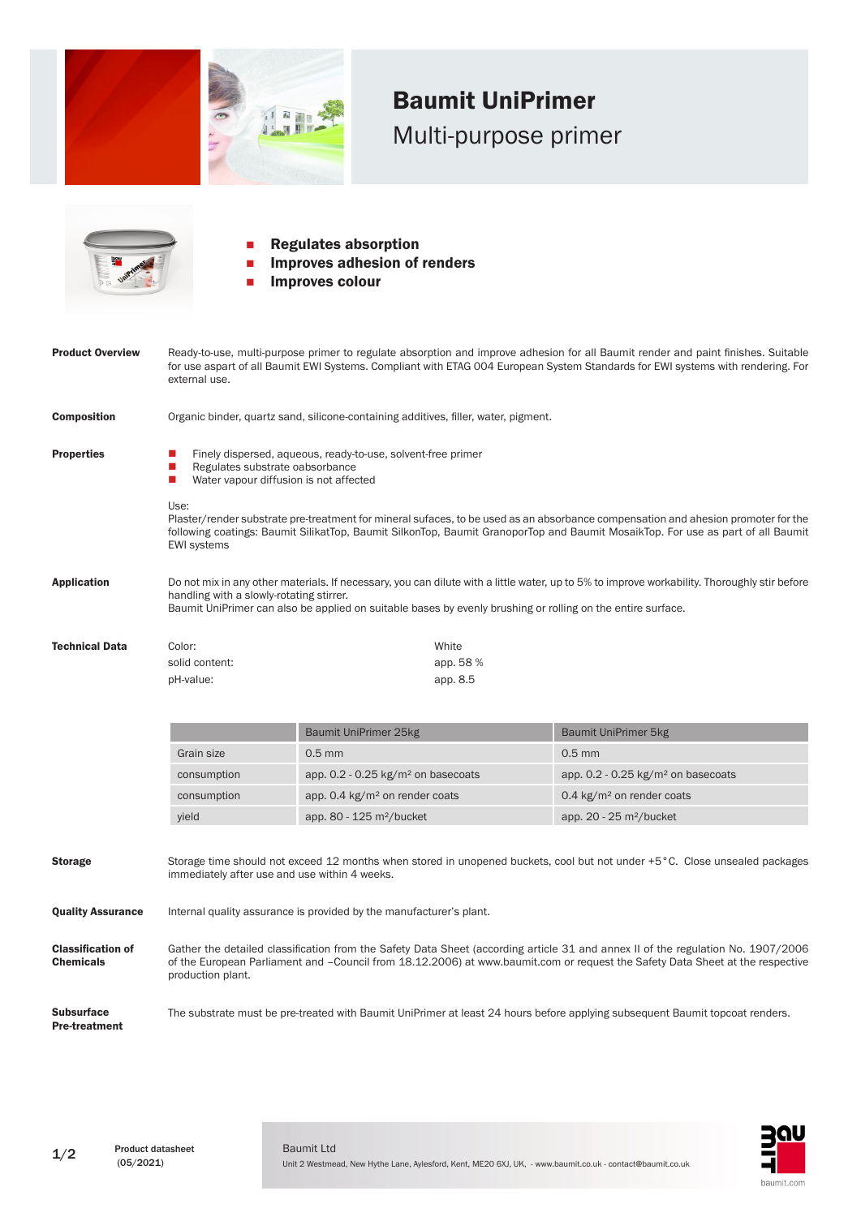# Baumit UniPrimer

## Multi-purpose primer

- **Regulates absorption**
- **Improves adhesion of renders**
- **Improves colour**

**Product Overview**

Ready-to-use, multi-purpose primer to regulate absorption and improve adhesion for all Baumit render and paint finishes. Suitable for use aspart of all Baumit EWI Systems. Compliant with ETAG 004 European System Standards for EWI systems with rendering. For external use.

**Composition**

Organic binder, quartz sand, silicone-containing additives, filler, water, pigment.

**Properties**

- Finely dispersed, aqueous, ready-to-use, solvent-free primer
- Regulates substrate oabsorbance
- Water vapour diffusion is not affected

Use:
Plaster/render substrate pre-treatment for mineral sufaces, to be used as an absorbance compensation and ahesion promoter for the following coatings: Baumit SilikatTop, Baumit SilkonTop, Baumit GranoporTop and Baumit MosaikTop. For use as part of all Baumit EWI systems

**Application**

Do not mix in any other materials. If necessary, you can dilute with a little water, up to 5% to improve workability. Thoroughly stir before handling with a slowly-rotating stirrer.
Baumit UniPrimer can also be applied on suitable bases by evenly brushing or rolling on the entire surface.

**Technical Data**

| | |
|---|---|
| Color: | White |
| solid content: | app. 58 % |
| pH-value: | app. 8.5 |

| | Baumit UniPrimer 25kg | Baumit UniPrimer 5kg |
|---|---|---|
| Grain size | 0.5 mm | 0.5 mm |
| consumption | app. 0.2 - 0.25 kg/m² on basecoats | app. 0.2 - 0.25 kg/m² on basecoats |
| consumption | app. 0.4 kg/m² on render coats | 0.4 kg/m² on render coats |
| yield | app. 80 - 125 m²/bucket | app. 20 - 25 m²/bucket |

**Storage**

Storage time should not exceed 12 months when stored in unopened buckets, cool but not under +5°C. Close unsealed packages immediately after use and use within 4 weeks.

**Quality Assurance**

Internal quality assurance is provided by the manufacturer's plant.

**Classification of Chemicals**

Gather the detailed classification from the Safety Data Sheet (according article 31 and annex II of the regulation No. 1907/2006 of the European Parliament and –Council from 18.12.2006) at www.baumit.com or request the Safety Data Sheet at the respective production plant.

**Subsurface Pre-treatment**

The substrate must be pre-treated with Baumit UniPrimer at least 24 hours before applying subsequent Baumit topcoat renders.

Product datasheet (05/2021)

Baumit Ltd
Unit 2 Westmead, New Hythe Lane, Aylesford, Kent, ME20 6XJ, UK, - www.baumit.co.uk - contact@baumit.co.uk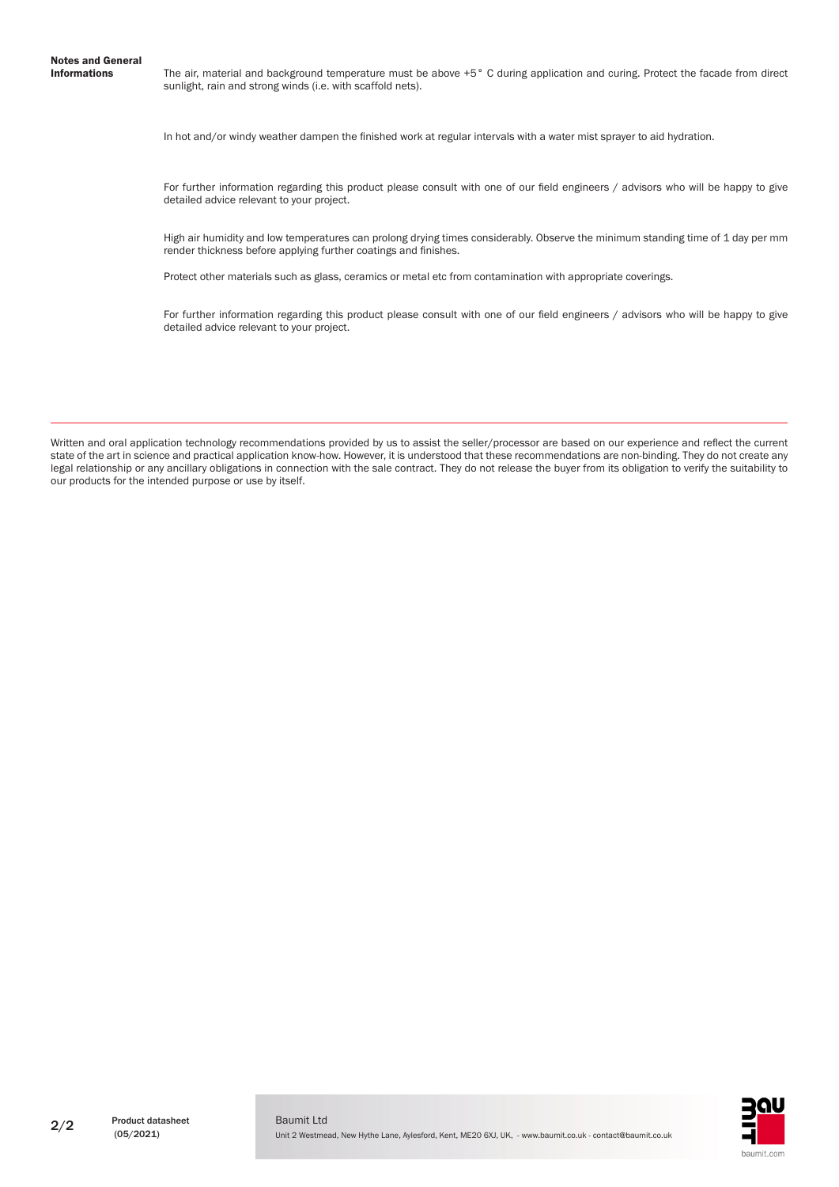**Notes and General Informations**

The air, material and background temperature must be above +5° C during application and curing. Protect the facade from direct sunlight, rain and strong winds (i.e. with scaffold nets).

In hot and/or windy weather dampen the finished work at regular intervals with a water mist sprayer to aid hydration.

For further information regarding this product please consult with one of our field engineers / advisors who will be happy to give detailed advice relevant to your project.

High air humidity and low temperatures can prolong drying times considerably. Observe the minimum standing time of 1 day per mm render thickness before applying further coatings and finishes.

Protect other materials such as glass, ceramics or metal etc from contamination with appropriate coverings.

For further information regarding this product please consult with one of our field engineers / advisors who will be happy to give detailed advice relevant to your project.

---

Written and oral application technology recommendations provided by us to assist the seller/processor are based on our experience and reflect the current state of the art in science and practical application know-how. However, it is understood that these recommendations are non-binding. They do not create any legal relationship or any ancillary obligations in connection with the sale contract. They do not release the buyer from its obligation to verify the suitability to our products for the intended purpose or use by itself.

Product datasheet (05/2021)

Baumit Ltd
Unit 2 Westmead, New Hythe Lane, Aylesford, Kent, ME20 6XJ, UK, - www.baumit.co.uk - contact@baumit.co.uk